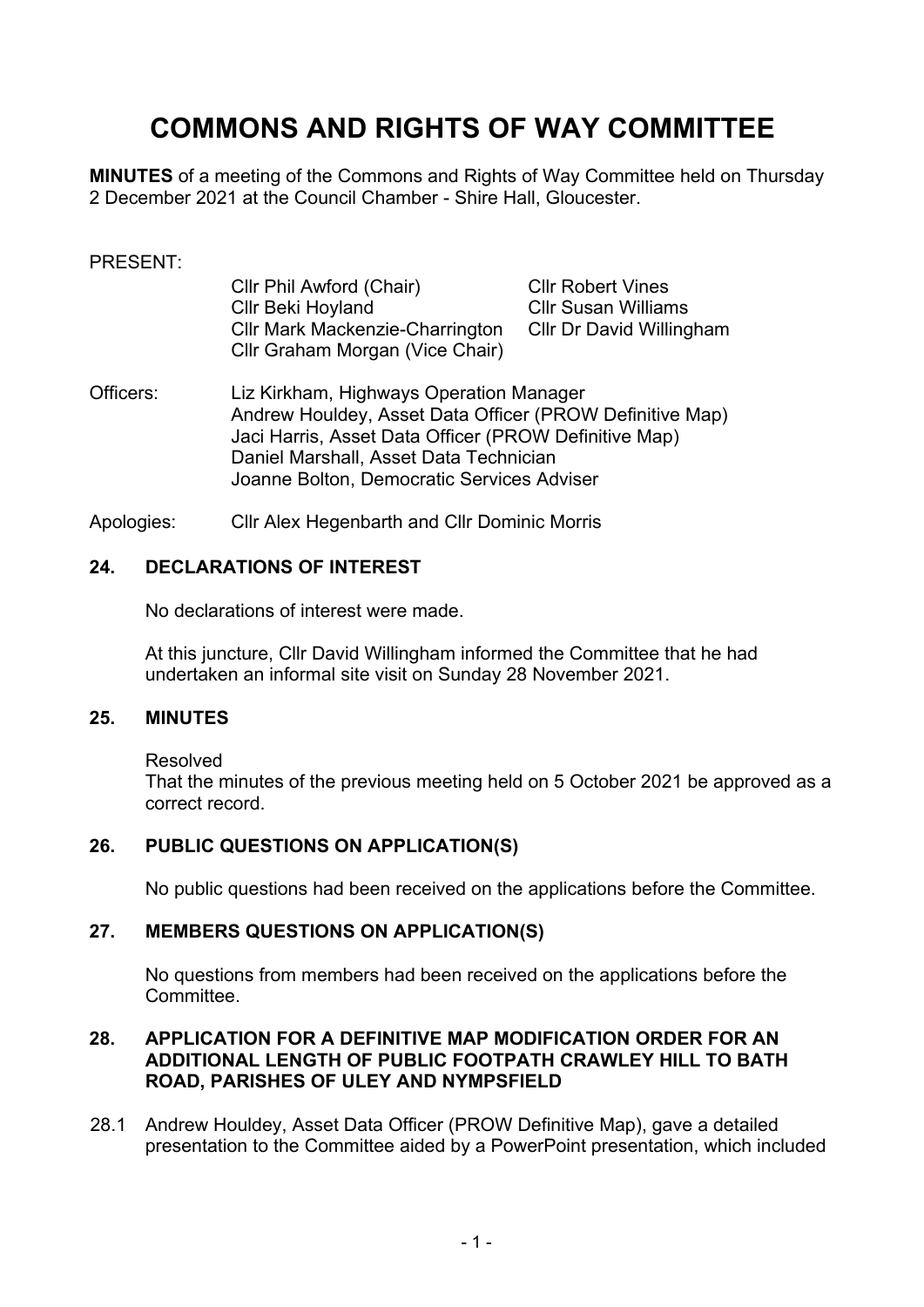# COMMONS AND RIGHTS OF WAY COMMITTEE

**MINUTES** of a meeting of the Commons and Rights of Way Committee held on Thursday 2 December 2021 at the Council Chamber - Shire Hall, Gloucester.

PRESENT:

Cllr Phil Awford (Chair)
Cllr Beki Hoyland
Cllr Mark Mackenzie-Charrington
Cllr Graham Morgan (Vice Chair)
Cllr Robert Vines
Cllr Susan Williams
Cllr Dr David Willingham

Officers:
Liz Kirkham, Highways Operation Manager
Andrew Houldey, Asset Data Officer (PROW Definitive Map)
Jaci Harris, Asset Data Officer (PROW Definitive Map)
Daniel Marshall, Asset Data Technician
Joanne Bolton, Democratic Services Adviser

Apologies: Cllr Alex Hegenbarth and Cllr Dominic Morris

## 24. DECLARATIONS OF INTEREST

No declarations of interest were made.

At this juncture, Cllr David Willingham informed the Committee that he had undertaken an informal site visit on Sunday 28 November 2021.

## 25. MINUTES

Resolved
That the minutes of the previous meeting held on 5 October 2021 be approved as a correct record.

## 26. PUBLIC QUESTIONS ON APPLICATION(S)

No public questions had been received on the applications before the Committee.

## 27. MEMBERS QUESTIONS ON APPLICATION(S)

No questions from members had been received on the applications before the Committee.

## 28. APPLICATION FOR A DEFINITIVE MAP MODIFICATION ORDER FOR AN ADDITIONAL LENGTH OF PUBLIC FOOTPATH CRAWLEY HILL TO BATH ROAD, PARISHES OF ULEY AND NYMPSFIELD

28.1 Andrew Houldey, Asset Data Officer (PROW Definitive Map), gave a detailed presentation to the Committee aided by a PowerPoint presentation, which included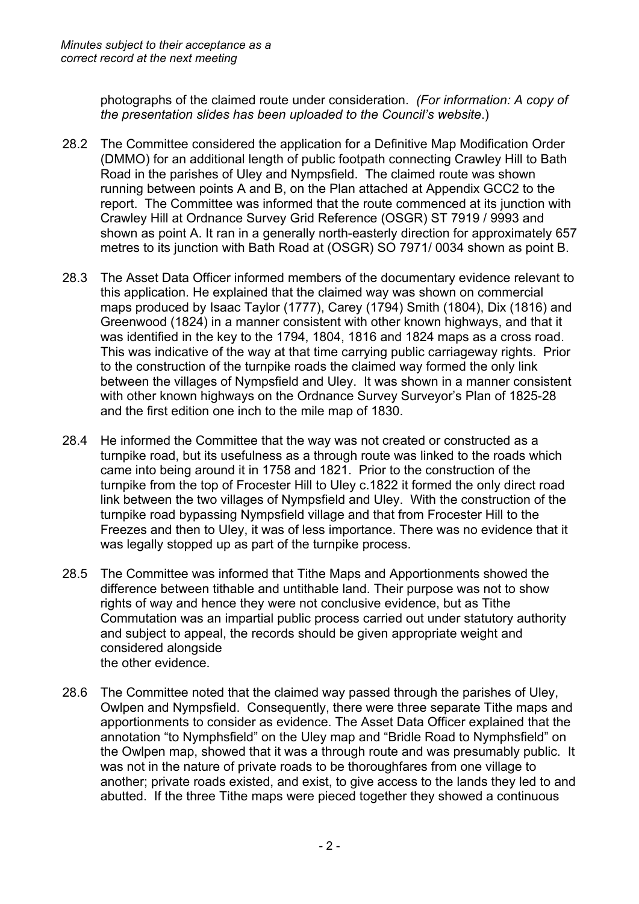photographs of the claimed route under consideration. *(For information: A copy of the presentation slides has been uploaded to the Council's website*.)

28.2 The Committee considered the application for a Definitive Map Modification Order (DMMO) for an additional length of public footpath connecting Crawley Hill to Bath Road in the parishes of Uley and Nympsfield. The claimed route was shown running between points A and B, on the Plan attached at Appendix GCC2 to the report. The Committee was informed that the route commenced at its junction with Crawley Hill at Ordnance Survey Grid Reference (OSGR) ST 7919 / 9993 and shown as point A. It ran in a generally north-easterly direction for approximately 657 metres to its junction with Bath Road at (OSGR) SO 7971/ 0034 shown as point B.

28.3 The Asset Data Officer informed members of the documentary evidence relevant to this application. He explained that the claimed way was shown on commercial maps produced by Isaac Taylor (1777), Carey (1794) Smith (1804), Dix (1816) and Greenwood (1824) in a manner consistent with other known highways, and that it was identified in the key to the 1794, 1804, 1816 and 1824 maps as a cross road. This was indicative of the way at that time carrying public carriageway rights. Prior to the construction of the turnpike roads the claimed way formed the only link between the villages of Nympsfield and Uley. It was shown in a manner consistent with other known highways on the Ordnance Survey Surveyor's Plan of 1825-28 and the first edition one inch to the mile map of 1830.

28.4 He informed the Committee that the way was not created or constructed as a turnpike road, but its usefulness as a through route was linked to the roads which came into being around it in 1758 and 1821. Prior to the construction of the turnpike from the top of Frocester Hill to Uley c.1822 it formed the only direct road link between the two villages of Nympsfield and Uley. With the construction of the turnpike road bypassing Nympsfield village and that from Frocester Hill to the Freezes and then to Uley, it was of less importance. There was no evidence that it was legally stopped up as part of the turnpike process.

28.5 The Committee was informed that Tithe Maps and Apportionments showed the difference between tithable and untithable land. Their purpose was not to show rights of way and hence they were not conclusive evidence, but as Tithe Commutation was an impartial public process carried out under statutory authority and subject to appeal, the records should be given appropriate weight and considered alongside the other evidence.

28.6 The Committee noted that the claimed way passed through the parishes of Uley, Owlpen and Nympsfield. Consequently, there were three separate Tithe maps and apportionments to consider as evidence. The Asset Data Officer explained that the annotation "to Nymphsfield" on the Uley map and "Bridle Road to Nymphsfield" on the Owlpen map, showed that it was a through route and was presumably public. It was not in the nature of private roads to be thoroughfares from one village to another; private roads existed, and exist, to give access to the lands they led to and abutted. If the three Tithe maps were pieced together they showed a continuous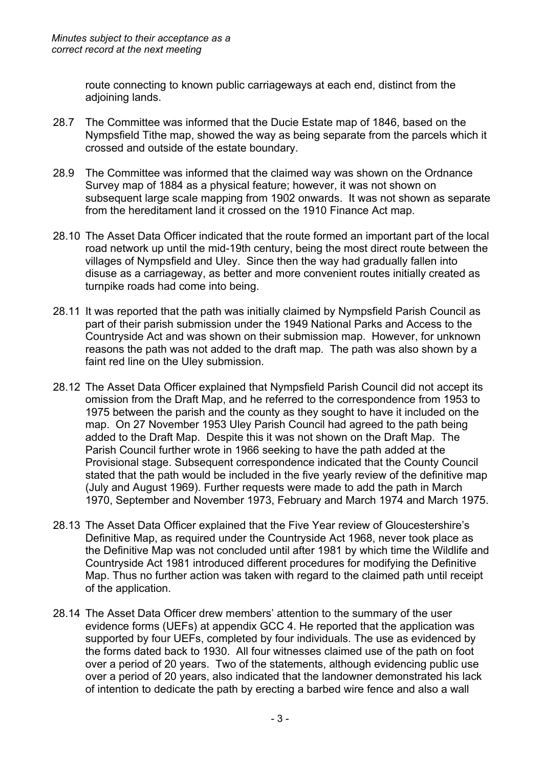route connecting to known public carriageways at each end, distinct from the adjoining lands.

28.7 The Committee was informed that the Ducie Estate map of 1846, based on the Nympsfield Tithe map, showed the way as being separate from the parcels which it crossed and outside of the estate boundary.

28.9 The Committee was informed that the claimed way was shown on the Ordnance Survey map of 1884 as a physical feature; however, it was not shown on subsequent large scale mapping from 1902 onwards. It was not shown as separate from the hereditament land it crossed on the 1910 Finance Act map.

28.10 The Asset Data Officer indicated that the route formed an important part of the local road network up until the mid-19th century, being the most direct route between the villages of Nympsfield and Uley. Since then the way had gradually fallen into disuse as a carriageway, as better and more convenient routes initially created as turnpike roads had come into being.

28.11 It was reported that the path was initially claimed by Nympsfield Parish Council as part of their parish submission under the 1949 National Parks and Access to the Countryside Act and was shown on their submission map. However, for unknown reasons the path was not added to the draft map. The path was also shown by a faint red line on the Uley submission.

28.12 The Asset Data Officer explained that Nympsfield Parish Council did not accept its omission from the Draft Map, and he referred to the correspondence from 1953 to 1975 between the parish and the county as they sought to have it included on the map. On 27 November 1953 Uley Parish Council had agreed to the path being added to the Draft Map. Despite this it was not shown on the Draft Map. The Parish Council further wrote in 1966 seeking to have the path added at the Provisional stage. Subsequent correspondence indicated that the County Council stated that the path would be included in the five yearly review of the definitive map (July and August 1969). Further requests were made to add the path in March 1970, September and November 1973, February and March 1974 and March 1975.

28.13 The Asset Data Officer explained that the Five Year review of Gloucestershire's Definitive Map, as required under the Countryside Act 1968, never took place as the Definitive Map was not concluded until after 1981 by which time the Wildlife and Countryside Act 1981 introduced different procedures for modifying the Definitive Map. Thus no further action was taken with regard to the claimed path until receipt of the application.

28.14 The Asset Data Officer drew members' attention to the summary of the user evidence forms (UEFs) at appendix GCC 4. He reported that the application was supported by four UEFs, completed by four individuals. The use as evidenced by the forms dated back to 1930. All four witnesses claimed use of the path on foot over a period of 20 years. Two of the statements, although evidencing public use over a period of 20 years, also indicated that the landowner demonstrated his lack of intention to dedicate the path by erecting a barbed wire fence and also a wall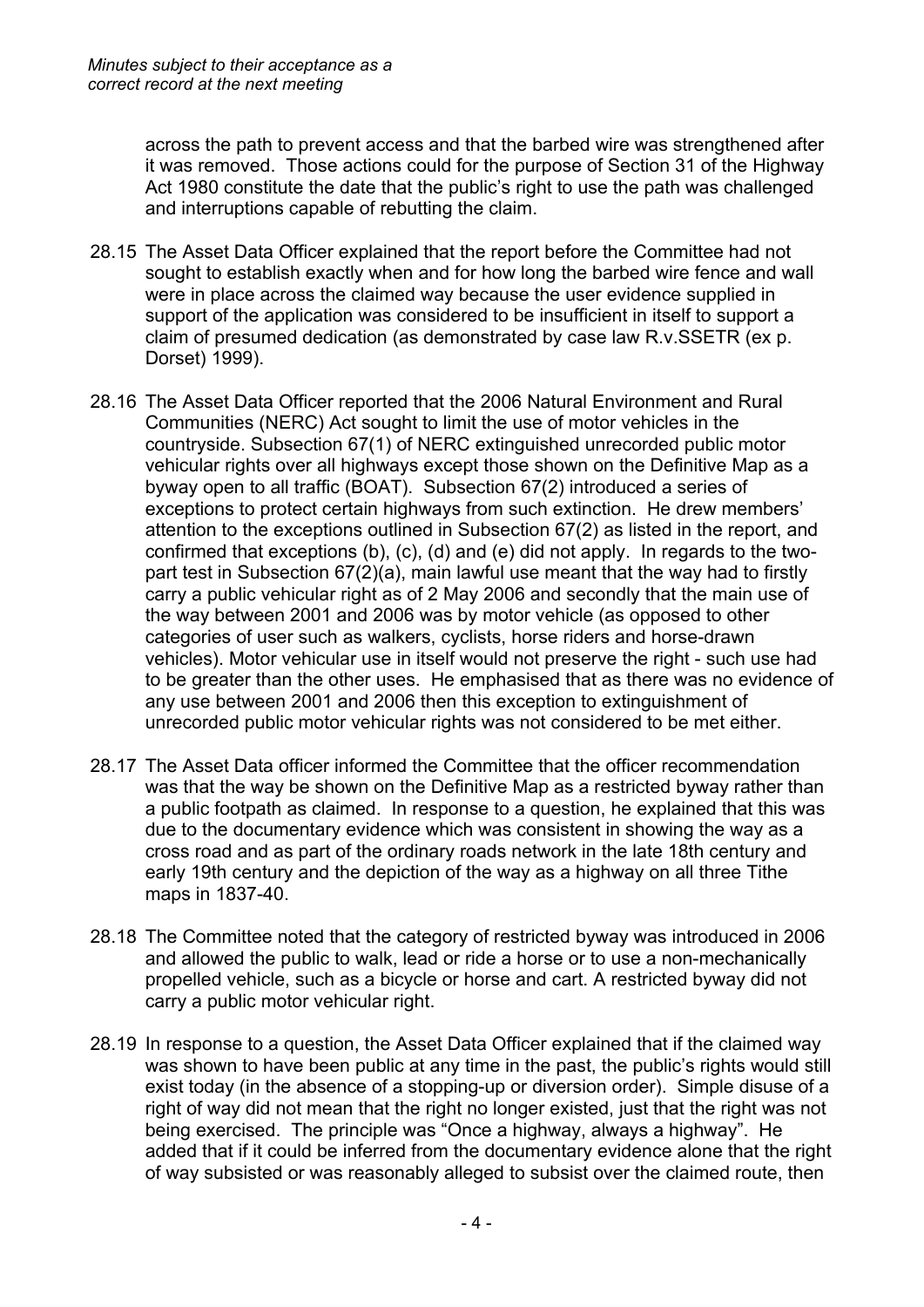across the path to prevent access and that the barbed wire was strengthened after it was removed. Those actions could for the purpose of Section 31 of the Highway Act 1980 constitute the date that the public's right to use the path was challenged and interruptions capable of rebutting the claim.

28.15 The Asset Data Officer explained that the report before the Committee had not sought to establish exactly when and for how long the barbed wire fence and wall were in place across the claimed way because the user evidence supplied in support of the application was considered to be insufficient in itself to support a claim of presumed dedication (as demonstrated by case law R.v.SSETR (ex p. Dorset) 1999).

28.16 The Asset Data Officer reported that the 2006 Natural Environment and Rural Communities (NERC) Act sought to limit the use of motor vehicles in the countryside. Subsection 67(1) of NERC extinguished unrecorded public motor vehicular rights over all highways except those shown on the Definitive Map as a byway open to all traffic (BOAT). Subsection 67(2) introduced a series of exceptions to protect certain highways from such extinction. He drew members' attention to the exceptions outlined in Subsection 67(2) as listed in the report, and confirmed that exceptions (b), (c), (d) and (e) did not apply. In regards to the two-part test in Subsection 67(2)(a), main lawful use meant that the way had to firstly carry a public vehicular right as of 2 May 2006 and secondly that the main use of the way between 2001 and 2006 was by motor vehicle (as opposed to other categories of user such as walkers, cyclists, horse riders and horse-drawn vehicles). Motor vehicular use in itself would not preserve the right - such use had to be greater than the other uses. He emphasised that as there was no evidence of any use between 2001 and 2006 then this exception to extinguishment of unrecorded public motor vehicular rights was not considered to be met either.

28.17 The Asset Data officer informed the Committee that the officer recommendation was that the way be shown on the Definitive Map as a restricted byway rather than a public footpath as claimed. In response to a question, he explained that this was due to the documentary evidence which was consistent in showing the way as a cross road and as part of the ordinary roads network in the late 18th century and early 19th century and the depiction of the way as a highway on all three Tithe maps in 1837-40.

28.18 The Committee noted that the category of restricted byway was introduced in 2006 and allowed the public to walk, lead or ride a horse or to use a non-mechanically propelled vehicle, such as a bicycle or horse and cart. A restricted byway did not carry a public motor vehicular right.

28.19 In response to a question, the Asset Data Officer explained that if the claimed way was shown to have been public at any time in the past, the public's rights would still exist today (in the absence of a stopping-up or diversion order). Simple disuse of a right of way did not mean that the right no longer existed, just that the right was not being exercised. The principle was "Once a highway, always a highway". He added that if it could be inferred from the documentary evidence alone that the right of way subsisted or was reasonably alleged to subsist over the claimed route, then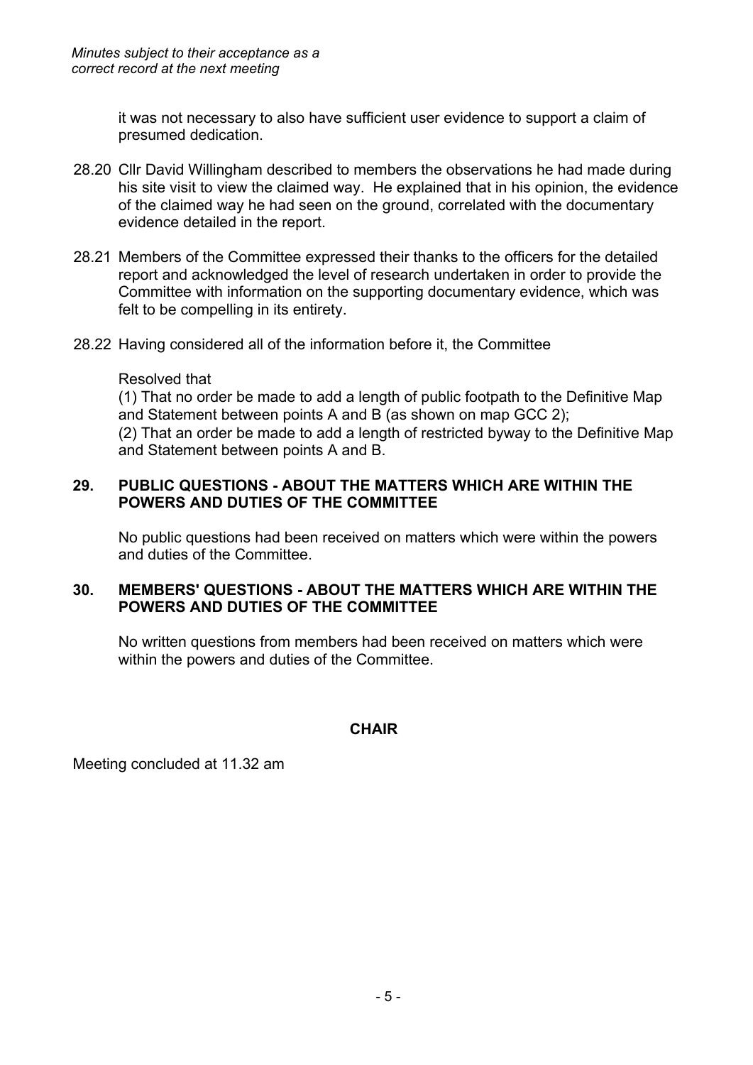*Minutes subject to their acceptance as a correct record at the next meeting*

it was not necessary to also have sufficient user evidence to support a claim of presumed dedication.

28.20 Cllr David Willingham described to members the observations he had made during his site visit to view the claimed way. He explained that in his opinion, the evidence of the claimed way he had seen on the ground, correlated with the documentary evidence detailed in the report.

28.21 Members of the Committee expressed their thanks to the officers for the detailed report and acknowledged the level of research undertaken in order to provide the Committee with information on the supporting documentary evidence, which was felt to be compelling in its entirety.

28.22 Having considered all of the information before it, the Committee

Resolved that
(1) That no order be made to add a length of public footpath to the Definitive Map and Statement between points A and B (as shown on map GCC 2);
(2) That an order be made to add a length of restricted byway to the Definitive Map and Statement between points A and B.

## 29. PUBLIC QUESTIONS - ABOUT THE MATTERS WHICH ARE WITHIN THE POWERS AND DUTIES OF THE COMMITTEE

No public questions had been received on matters which were within the powers and duties of the Committee.

## 30. MEMBERS' QUESTIONS - ABOUT THE MATTERS WHICH ARE WITHIN THE POWERS AND DUTIES OF THE COMMITTEE

No written questions from members had been received on matters which were within the powers and duties of the Committee.

**CHAIR**

Meeting concluded at 11.32 am